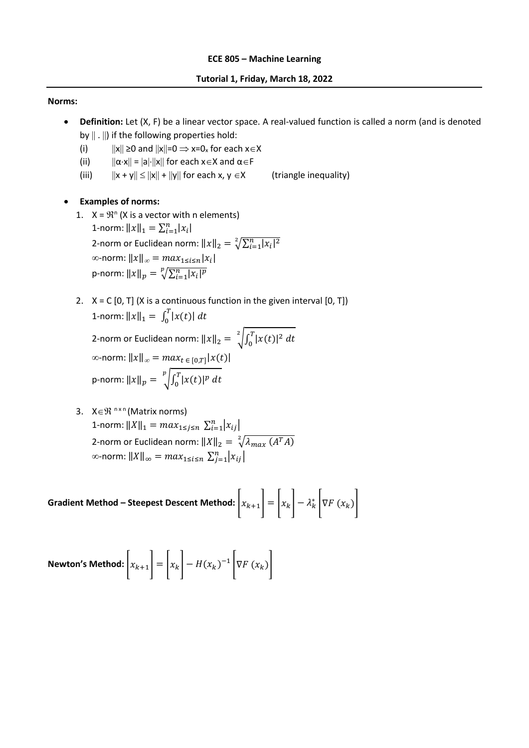**ECE 805 – Machine Learning**

**Tutorial 1, Friday, March 18, 2022**

**Norms:**

- **Definition:** Let (X, F) be a linear vector space. A real-valued function is called a norm (and is denoted by $\|\ .\ \|$) if the following properties hold:
  - (i) $\|x\| \geq 0$ and $\|x\|=0 \Rightarrow x=0_x$ for each $x \in X$
  - (ii) $\|\alpha \cdot x\| = |a| \cdot \|x\|$ for each $x \in X$ and $\alpha \in F$
  - (iii) $\|x + y\| \leq \|x\| + \|y\|$ for each $x, y \in X$ (triangle inequality)

- **Examples of norms:**
  1. $X = \Re^n$ (X is a vector with n elements)
     1-norm: $\|x\|_1 = \sum_{i=1}^{n} |x_i|$
     2-norm or Euclidean norm: $\|x\|_2 = \sqrt[2]{\sum_{i=1}^{n} |x_i|^2}$
     $\infty$-norm: $\|x\|_\infty = max_{1 \leq i \leq n} |x_i|$
     p-norm: $\|x\|_p = \sqrt[p]{\sum_{i=1}^{n} |x_i|^p}$
  2. $X = C\,[0, T]$ (X is a continuous function in the given interval [0, T])
     1-norm: $\|x\|_1 = \int_0^T |x(t)|\ dt$
     2-norm or Euclidean norm: $\|x\|_2 = \sqrt[2]{\int_0^T |x(t)|^2\ dt}$
     $\infty$-norm: $\|x\|_\infty = max_{t \in [0,T]} |x(t)|$
     p-norm: $\|x\|_p = \sqrt[p]{\int_0^T |x(t)|^p\ dt}$
  3. $X \in \Re^{n \times n}$ (Matrix norms)
     1-norm: $\|X\|_1 = max_{1 \leq j \leq n} \sum_{i=1}^{n} |x_{ij}|$
     2-norm or Euclidean norm: $\|X\|_2 = \sqrt[2]{\lambda_{max}\,(A^T A)}$
     $\infty$-norm: $\|X\|_\infty = max_{1 \leq i \leq n} \sum_{j=1}^{n} |x_{ij}|$

**Gradient Method – Steepest Descent Method:** $\left[ x_{k+1} \right] = \left[ x_k \right] - \lambda_k^* \left[ \nabla F\ (x_k) \right]$

**Newton's Method:** $\left[ x_{k+1} \right] = \left[ x_k \right] - H(x_k)^{-1} \left[ \nabla F\ (x_k) \right]$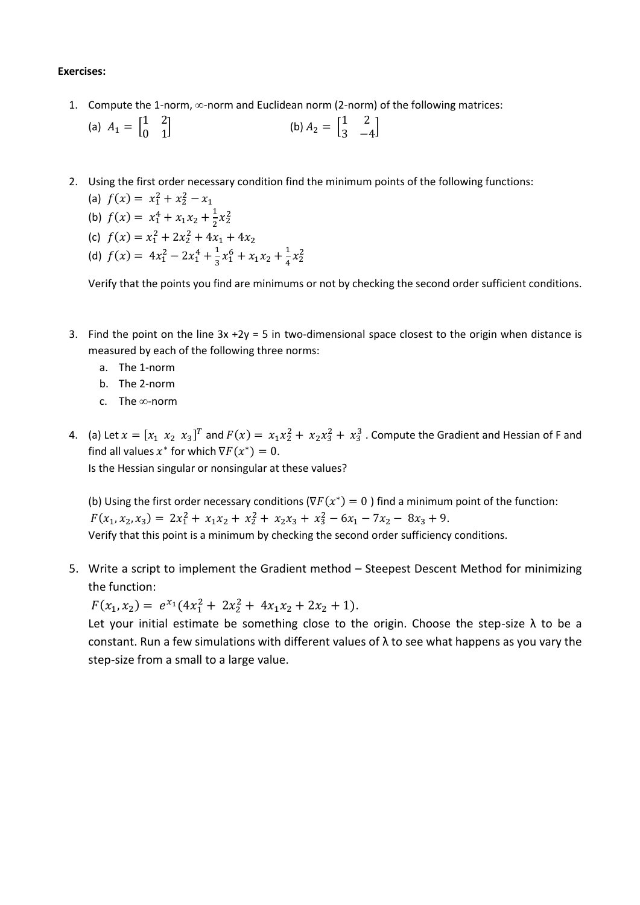**Exercises:**

1. Compute the 1-norm, $\infty$-norm and Euclidean norm (2-norm) of the following matrices:

   (a) $A_1 = \begin{bmatrix} 1 & 2 \\ 0 & 1 \end{bmatrix}$ (b) $A_2 = \begin{bmatrix} 1 & 2 \\ 3 & -4 \end{bmatrix}$

2. Using the first order necessary condition find the minimum points of the following functions:

   (a) $f(x) = x_1^2 + x_2^2 - x_1$

   (b) $f(x) = x_1^4 + x_1 x_2 + \frac{1}{2} x_2^2$

   (c) $f(x) = x_1^2 + 2x_2^2 + 4x_1 + 4x_2$

   (d) $f(x) = 4x_1^2 - 2x_1^4 + \frac{1}{3} x_1^6 + x_1 x_2 + \frac{1}{4} x_2^2$

   Verify that the points you find are minimums or not by checking the second order sufficient conditions.

3. Find the point on the line 3x +2y = 5 in two-dimensional space closest to the origin when distance is measured by each of the following three norms:

   a. The 1-norm
   b. The 2-norm
   c. The $\infty$-norm

4. (a) Let $x = [x_1 \ x_2 \ x_3]^T$ and $F(x) = x_1 x_2^2 + x_2 x_3^2 + x_3^3$ . Compute the Gradient and Hessian of F and find all values $x^*$ for which $\nabla F(x^*) = 0$.
   Is the Hessian singular or nonsingular at these values?

   (b) Using the first order necessary conditions ($\nabla F(x^*) = 0$ ) find a minimum point of the function:
   $F(x_1, x_2, x_3) = 2x_1^2 + x_1 x_2 + x_2^2 + x_2 x_3 + x_3^2 - 6x_1 - 7x_2 - 8x_3 + 9.$
   Verify that this point is a minimum by checking the second order sufficiency conditions.

5. Write a script to implement the Gradient method – Steepest Descent Method for minimizing the function:
   $F(x_1, x_2) = e^{x_1}(4x_1^2 + 2x_2^2 + 4x_1 x_2 + 2x_2 + 1).$
   Let your initial estimate be something close to the origin. Choose the step-size λ to be a constant. Run a few simulations with different values of λ to see what happens as you vary the step-size from a small to a large value.